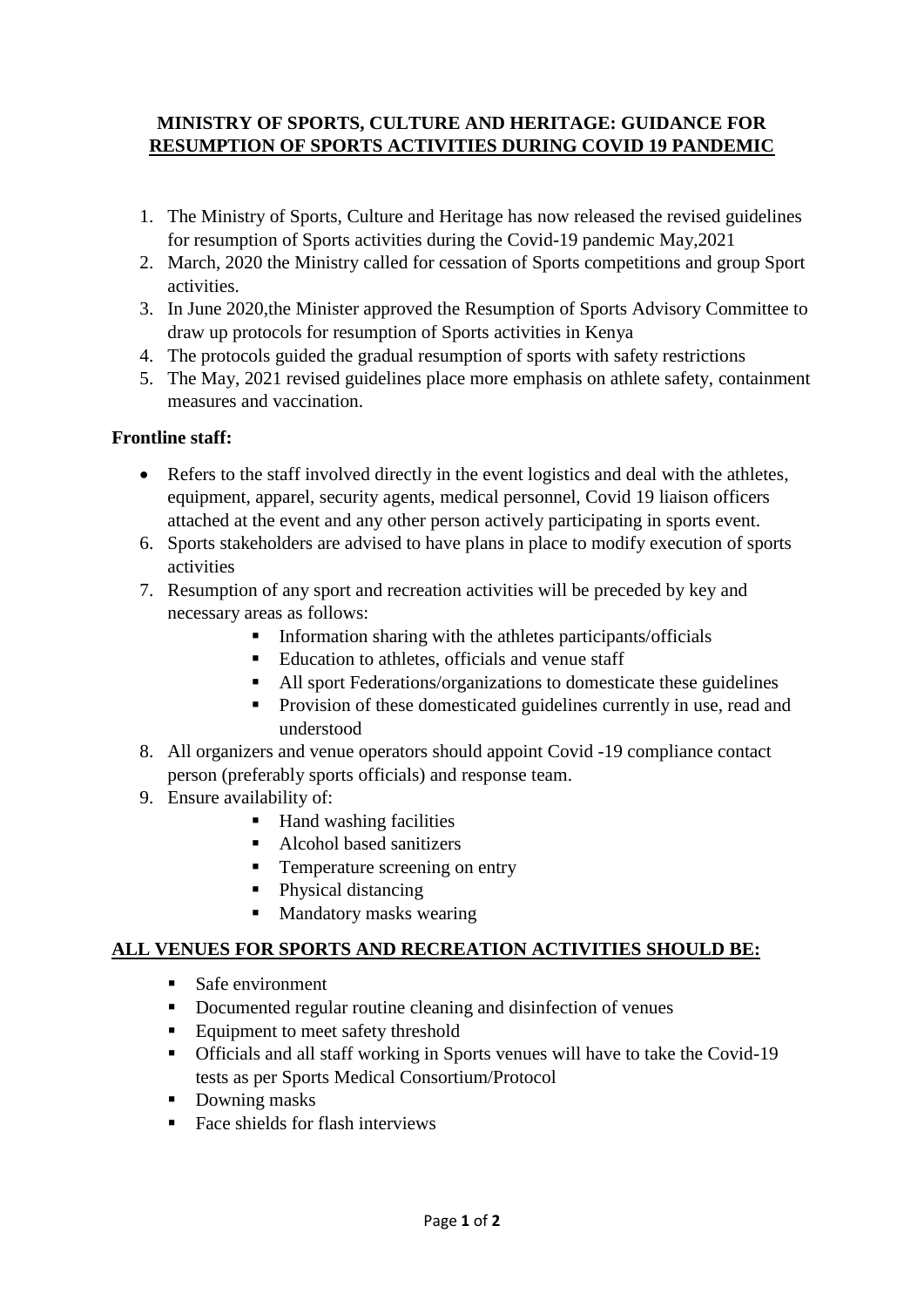# MINISTRY OF SPORTS, CULTURE AND HERITAGE: GUIDANCE FOR RESUMPTION OF SPORTS ACTIVITIES DURING COVID 19 PANDEMIC

1. The Ministry of Sports, Culture and Heritage has now released the revised guidelines for resumption of Sports activities during the Covid-19 pandemic May,2021
2. March, 2020 the Ministry called for cessation of Sports competitions and group Sport activities.
3. In June 2020,the Minister approved the Resumption of Sports Advisory Committee to draw up protocols for resumption of Sports activities in Kenya
4. The protocols guided the gradual resumption of sports with safety restrictions
5. The May, 2021 revised guidelines place more emphasis on athlete safety, containment measures and vaccination.

**Frontline staff:**

- Refers to the staff involved directly in the event logistics and deal with the athletes, equipment, apparel, security agents, medical personnel, Covid 19 liaison officers attached at the event and any other person actively participating in sports event.

6. Sports stakeholders are advised to have plans in place to modify execution of sports activities
7. Resumption of any sport and recreation activities will be preceded by key and necessary areas as follows:
    - Information sharing with the athletes participants/officials
    - Education to athletes, officials and venue staff
    - All sport Federations/organizations to domesticate these guidelines
    - Provision of these domesticated guidelines currently in use, read and understood
8. All organizers and venue operators should appoint Covid -19 compliance contact person (preferably sports officials) and response team.
9. Ensure availability of:
    - Hand washing facilities
    - Alcohol based sanitizers
    - Temperature screening on entry
    - Physical distancing
    - Mandatory masks wearing

## ALL VENUES FOR SPORTS AND RECREATION ACTIVITIES SHOULD BE:

- Safe environment
- Documented regular routine cleaning and disinfection of venues
- Equipment to meet safety threshold
- Officials and all staff working in Sports venues will have to take the Covid-19 tests as per Sports Medical Consortium/Protocol
- Downing masks
- Face shields for flash interviews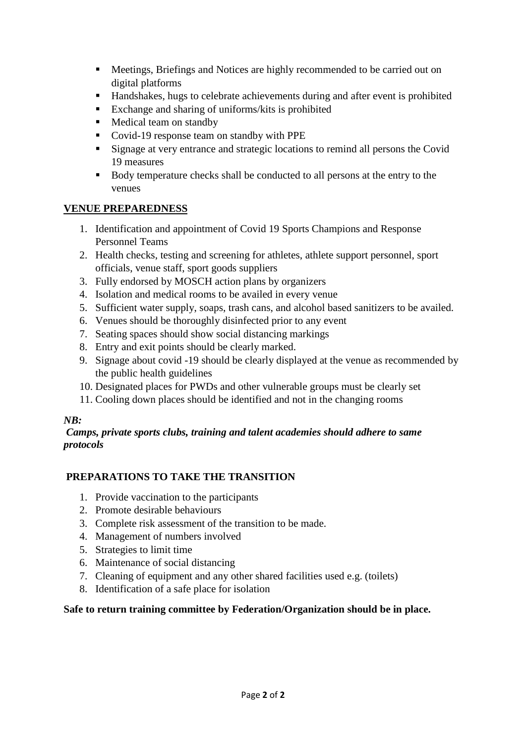- Meetings, Briefings and Notices are highly recommended to be carried out on digital platforms
- Handshakes, hugs to celebrate achievements during and after event is prohibited
- Exchange and sharing of uniforms/kits is prohibited
- Medical team on standby
- Covid-19 response team on standby with PPE
- Signage at very entrance and strategic locations to remind all persons the Covid 19 measures
- Body temperature checks shall be conducted to all persons at the entry to the venues

## VENUE PREPAREDNESS

1. Identification and appointment of Covid 19 Sports Champions and Response Personnel Teams
2. Health checks, testing and screening for athletes, athlete support personnel, sport officials, venue staff, sport goods suppliers
3. Fully endorsed by MOSCH action plans by organizers
4. Isolation and medical rooms to be availed in every venue
5. Sufficient water supply, soaps, trash cans, and alcohol based sanitizers to be availed.
6. Venues should be thoroughly disinfected prior to any event
7. Seating spaces should show social distancing markings
8. Entry and exit points should be clearly marked.
9. Signage about covid -19 should be clearly displayed at the venue as recommended by the public health guidelines
10. Designated places for PWDs and other vulnerable groups must be clearly set
11. Cooling down places should be identified and not in the changing rooms

***NB:***

***Camps, private sports clubs, training and talent academies should adhere to same protocols***

## PREPARATIONS TO TAKE THE TRANSITION

1. Provide vaccination to the participants
2. Promote desirable behaviours
3. Complete risk assessment of the transition to be made.
4. Management of numbers involved
5. Strategies to limit time
6. Maintenance of social distancing
7. Cleaning of equipment and any other shared facilities used e.g. (toilets)
8. Identification of a safe place for isolation

**Safe to return training committee by Federation/Organization should be in place.**